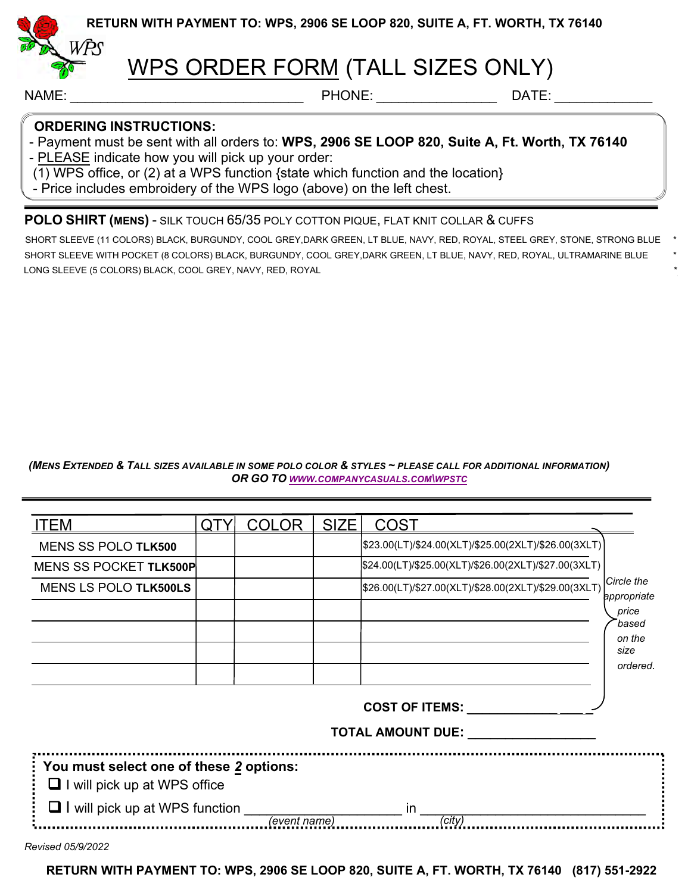**RETURN WITH PAYMENT TO: WPS, 2906 SE LOOP 820, SUITE A, FT. WORTH, TX 76140**

# WPS ORDER FORM (TALL SIZES ONLY)

NAME: ______________________________ PHONE: _______________ DATE: ____________

**ORDERING INSTRUCTIONS:**

- Payment must be sent with all orders to: **WPS, 2906 SE LOOP 820, Suite A, Ft. Worth, TX 76140**
- PLEASE indicate how you will pick up your order:
 (1) WPS office, or (2) at a WPS function {state which function and the location}
- Price includes embroidery of the WPS logo (above) on the left chest.

## POLO SHIRT (MENS) - SILK TOUCH 65/35 POLY COTTON PIQUE, FLAT KNIT COLLAR & CUFFS

SHORT SLEEVE (11 COLORS) BLACK, BURGUNDY, COOL GREY, DARK GREEN, LT BLUE, NAVY, RED, ROYAL, STEEL GREY, STONE, STRONG BLUE *

SHORT SLEEVE WITH POCKET (8 COLORS) BLACK, BURGUNDY, COOL GREY, DARK GREEN, LT BLUE, NAVY, RED, ROYAL, ULTRAMARINE BLUE *

LONG SLEEVE (5 COLORS) BLACK, COOL GREY, NAVY, RED, ROYAL *

***(MENS EXTENDED & TALL SIZES AVAILABLE IN SOME POLO COLOR & STYLES ~ PLEASE CALL FOR ADDITIONAL INFORMATION) OR GO TO WWW.COMPANYCASUALS.COM\WPSTC***

| ITEM | QTY | COLOR | SIZE | COST |
|---|---|---|---|---|
| MENS SS POLO **TLK500** | | | | $23.00(LT)/$24.00(XLT)/$25.00(2XLT)/$26.00(3XLT) |
| MENS SS POCKET **TLK500P** | | | | $24.00(LT)/$25.00(XLT)/$26.00(2XLT)/$27.00(3XLT) |
| MENS LS POLO **TLK500LS** | | | | $26.00(LT)/$27.00(XLT)/$28.00(2XLT)/$29.00(3XLT) |
| | | | | |
| | | | | |
| | | | | |
| | | | | |

*Circle the appropriate price based on the size ordered.*

**COST OF ITEMS:** ________________

**TOTAL AMOUNT DUE:** ________________

**You must select one of these *2* options:**

- ❑ I will pick up at WPS office
- ❑ I will pick up at WPS function ____________________ in ____________________________
  *(event name)* *(city)*

*Revised 05/9/2022*

**RETURN WITH PAYMENT TO: WPS, 2906 SE LOOP 820, SUITE A, FT. WORTH, TX 76140 (817) 551-2922**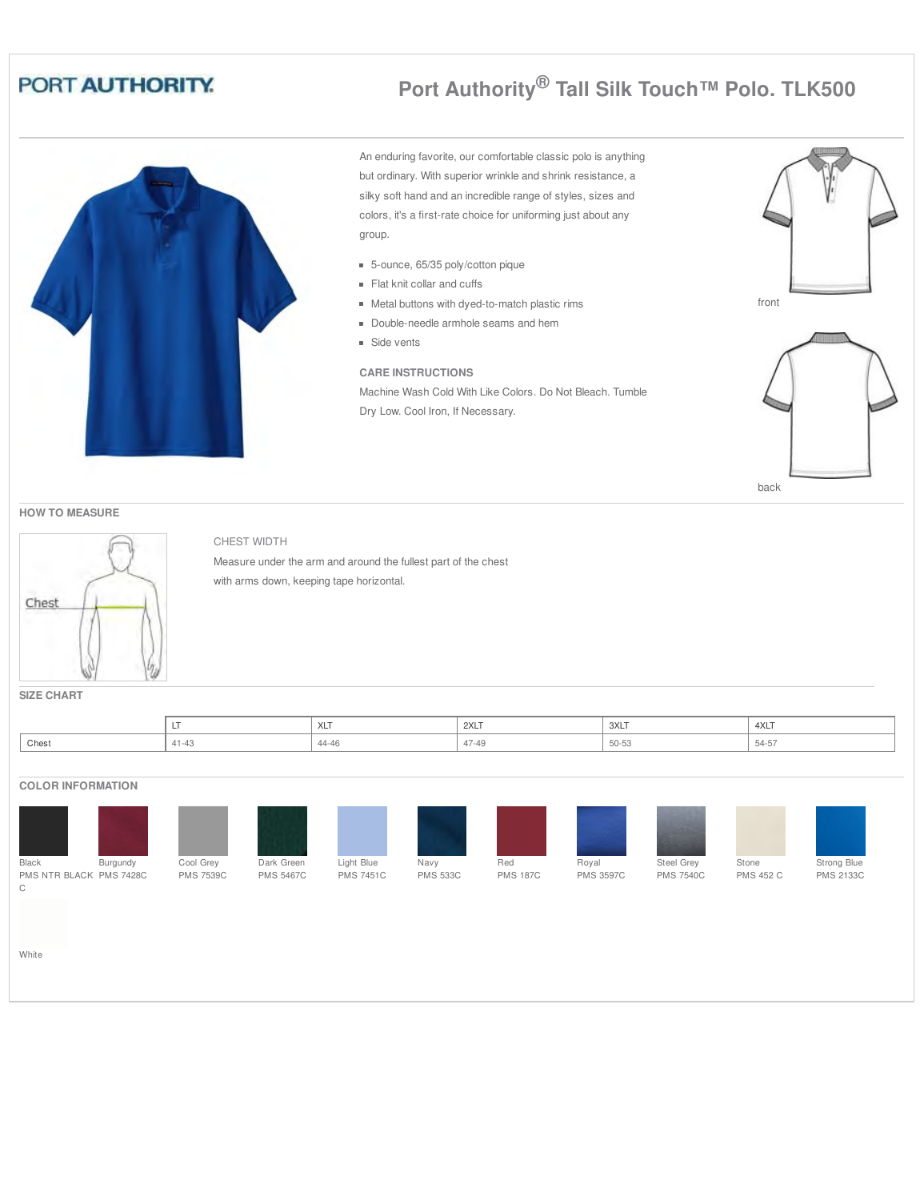PORT AUTHORITY

# Port Authority® Tall Silk Touch™ Polo. TLK500

An enduring favorite, our comfortable classic polo is anything but ordinary. With superior wrinkle and shrink resistance, a silky soft hand and an incredible range of styles, sizes and colors, it's a first-rate choice for uniforming just about any group.

- 5-ounce, 65/35 poly/cotton pique
- Flat knit collar and cuffs
- Metal buttons with dyed-to-match plastic rims
- Double-needle armhole seams and hem
- Side vents

### CARE INSTRUCTIONS

Machine Wash Cold With Like Colors. Do Not Bleach. Tumble Dry Low. Cool Iron, If Necessary.

front

back

## HOW TO MEASURE

Chest

CHEST WIDTH

Measure under the arm and around the fullest part of the chest with arms down, keeping tape horizontal.

## SIZE CHART

| | LT | XLT | 2XLT | 3XLT | 4XLT |
|---|---|---|---|---|---|
| Chest | 41-43 | 44-46 | 47-49 | 50-53 | 54-57 |

## COLOR INFORMATION

| Color | PMS |
|---|---|
| Black | PMS NTR BLACK C |
| Burgundy | PMS 7428C |
| Cool Grey | PMS 7539C |
| Dark Green | PMS 5467C |
| Light Blue | PMS 7451C |
| Navy | PMS 533C |
| Red | PMS 187C |
| Royal | PMS 3597C |
| Steel Grey | PMS 7540C |
| Stone | PMS 452 C |
| Strong Blue | PMS 2133C |
| White | |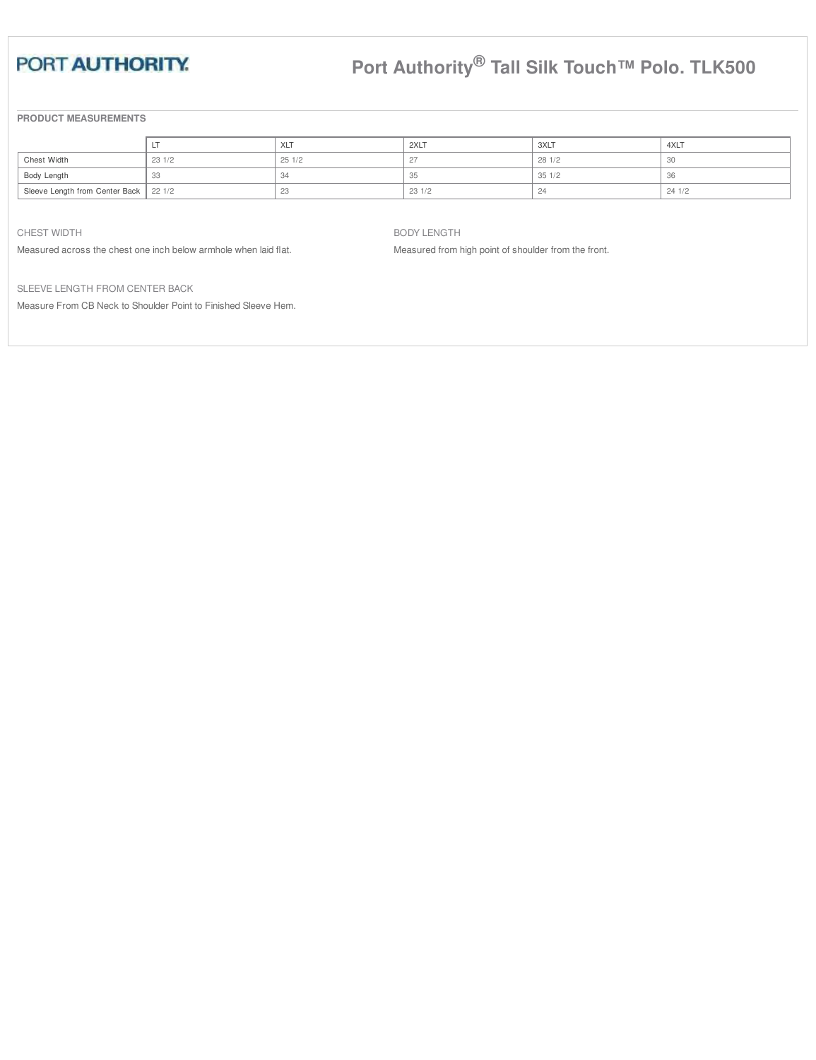PORT AUTHORITY.

# Port Authority® Tall Silk Touch™ Polo. TLK500

**PRODUCT MEASUREMENTS**

| | LT | XLT | 2XLT | 3XLT | 4XLT |
|---|---|---|---|---|---|
| Chest Width | 23 1/2 | 25 1/2 | 27 | 28 1/2 | 30 |
| Body Length | 33 | 34 | 35 | 35 1/2 | 36 |
| Sleeve Length from Center Back | 22 1/2 | 23 | 23 1/2 | 24 | 24 1/2 |

CHEST WIDTH

Measured across the chest one inch below armhole when laid flat.

BODY LENGTH

Measured from high point of shoulder from the front.

SLEEVE LENGTH FROM CENTER BACK

Measure From CB Neck to Shoulder Point to Finished Sleeve Hem.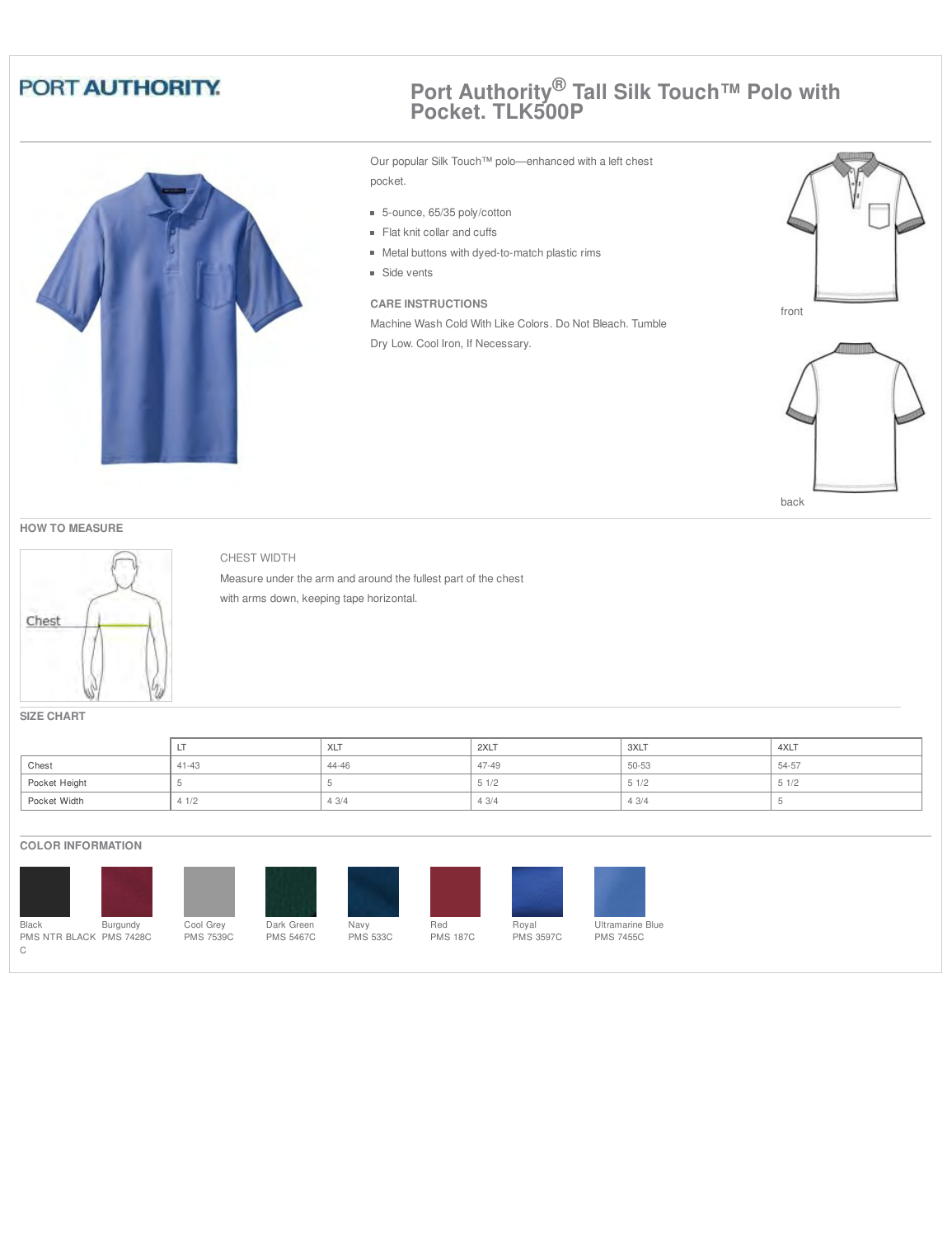PORT AUTHORITY

# Port Authority® Tall Silk Touch™ Polo with Pocket. TLK500P

Our popular Silk Touch™ polo—enhanced with a left chest pocket.

- 5-ounce, 65/35 poly/cotton
- Flat knit collar and cuffs
- Metal buttons with dyed-to-match plastic rims
- Side vents

**CARE INSTRUCTIONS**

Machine Wash Cold With Like Colors. Do Not Bleach. Tumble Dry Low. Cool Iron, If Necessary.

front

back

## HOW TO MEASURE

Chest

CHEST WIDTH

Measure under the arm and around the fullest part of the chest with arms down, keeping tape horizontal.

## SIZE CHART

| | LT | XLT | 2XLT | 3XLT | 4XLT |
|---|---|---|---|---|---|
| Chest | 41-43 | 44-46 | 47-49 | 50-53 | 54-57 |
| Pocket Height | 5 | 5 | 5 1/2 | 5 1/2 | 5 1/2 |
| Pocket Width | 4 1/2 | 4 3/4 | 4 3/4 | 4 3/4 | 5 |

## COLOR INFORMATION

| Color | PMS |
|---|---|
| Black | PMS NTR BLACK C |
| Burgundy | PMS 7428C |
| Cool Grey | PMS 7539C |
| Dark Green | PMS 5467C |
| Navy | PMS 533C |
| Red | PMS 187C |
| Royal | PMS 3597C |
| Ultramarine Blue | PMS 7455C |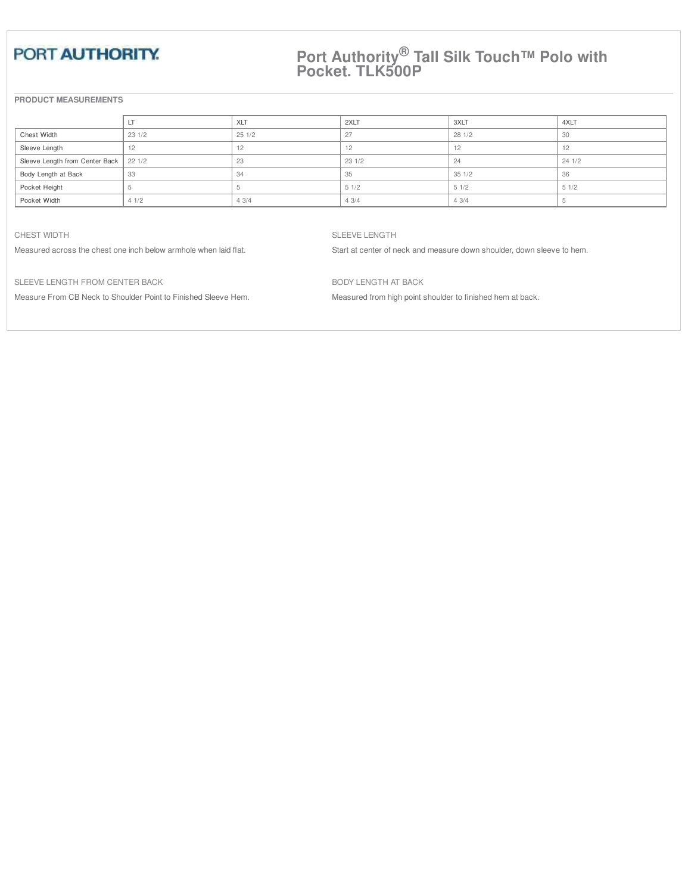PORT AUTHORITY

# Port Authority® Tall Silk Touch™ Polo with Pocket. TLK500P

## PRODUCT MEASUREMENTS

| | LT | XLT | 2XLT | 3XLT | 4XLT |
|---|---|---|---|---|---|
| Chest Width | 23 1/2 | 25 1/2 | 27 | 28 1/2 | 30 |
| Sleeve Length | 12 | 12 | 12 | 12 | 12 |
| Sleeve Length from Center Back | 22 1/2 | 23 | 23 1/2 | 24 | 24 1/2 |
| Body Length at Back | 33 | 34 | 35 | 35 1/2 | 36 |
| Pocket Height | 5 | 5 | 5 1/2 | 5 1/2 | 5 1/2 |
| Pocket Width | 4 1/2 | 4 3/4 | 4 3/4 | 4 3/4 | 5 |

### CHEST WIDTH

Measured across the chest one inch below armhole when laid flat.

### SLEEVE LENGTH

Start at center of neck and measure down shoulder, down sleeve to hem.

### SLEEVE LENGTH FROM CENTER BACK

Measure From CB Neck to Shoulder Point to Finished Sleeve Hem.

### BODY LENGTH AT BACK

Measured from high point shoulder to finished hem at back.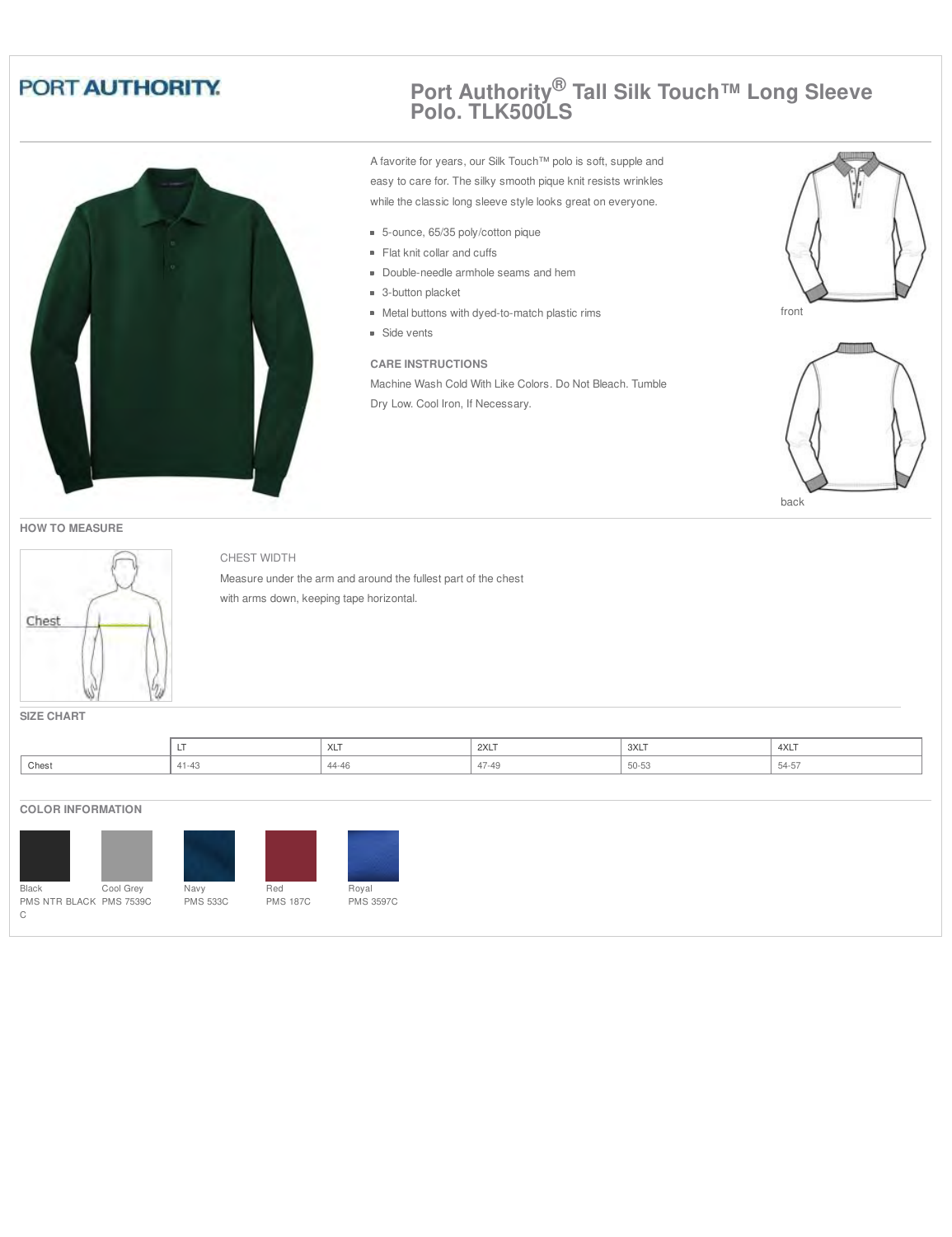PORT AUTHORITY

# Port Authority® Tall Silk Touch™ Long Sleeve Polo. TLK500LS

A favorite for years, our Silk Touch™ polo is soft, supple and easy to care for. The silky smooth pique knit resists wrinkles while the classic long sleeve style looks great on everyone.

- 5-ounce, 65/35 poly/cotton pique
- Flat knit collar and cuffs
- Double-needle armhole seams and hem
- 3-button placket
- Metal buttons with dyed-to-match plastic rims
- Side vents

### CARE INSTRUCTIONS

Machine Wash Cold With Like Colors. Do Not Bleach. Tumble Dry Low. Cool Iron, If Necessary.

front

back

## HOW TO MEASURE

Chest

CHEST WIDTH

Measure under the arm and around the fullest part of the chest with arms down, keeping tape horizontal.

## SIZE CHART

| | LT | XLT | 2XLT | 3XLT | 4XLT |
|---|---|---|---|---|---|
| Chest | 41-43 | 44-46 | 47-49 | 50-53 | 54-57 |

## COLOR INFORMATION

| Color | PMS |
|---|---|
| Black | PMS NTR BLACK C |
| Cool Grey | PMS 7539C |
| Navy | PMS 533C |
| Red | PMS 187C |
| Royal | PMS 3597C |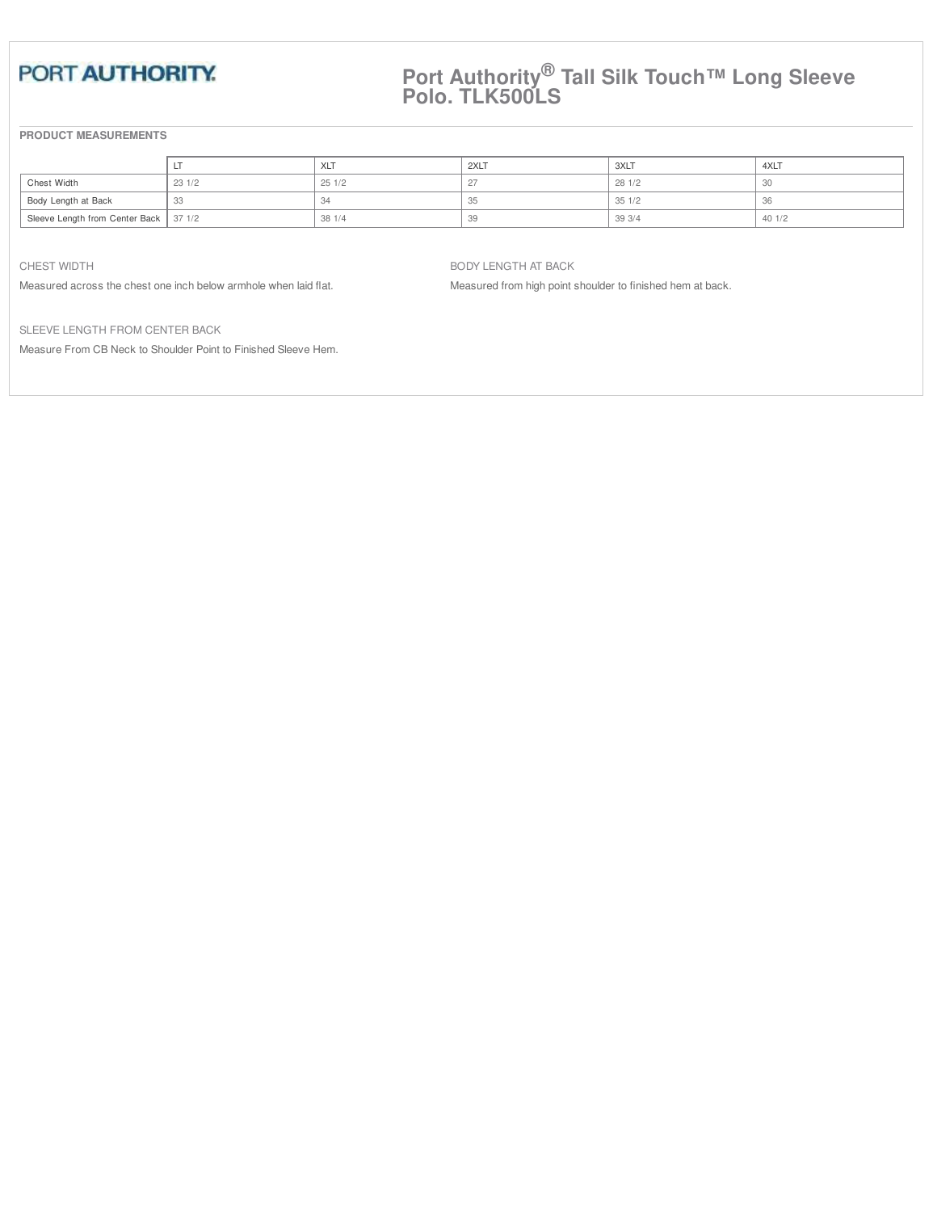PORT AUTHORITY

# Port Authority® Tall Silk Touch™ Long Sleeve Polo. TLK500LS

**PRODUCT MEASUREMENTS**

| | LT | XLT | 2XLT | 3XLT | 4XLT |
|---|---|---|---|---|---|
| Chest Width | 23 1/2 | 25 1/2 | 27 | 28 1/2 | 30 |
| Body Length at Back | 33 | 34 | 35 | 35 1/2 | 36 |
| Sleeve Length from Center Back | 37 1/2 | 38 1/4 | 39 | 39 3/4 | 40 1/2 |

CHEST WIDTH

Measured across the chest one inch below armhole when laid flat.

BODY LENGTH AT BACK

Measured from high point shoulder to finished hem at back.

SLEEVE LENGTH FROM CENTER BACK

Measure From CB Neck to Shoulder Point to Finished Sleeve Hem.